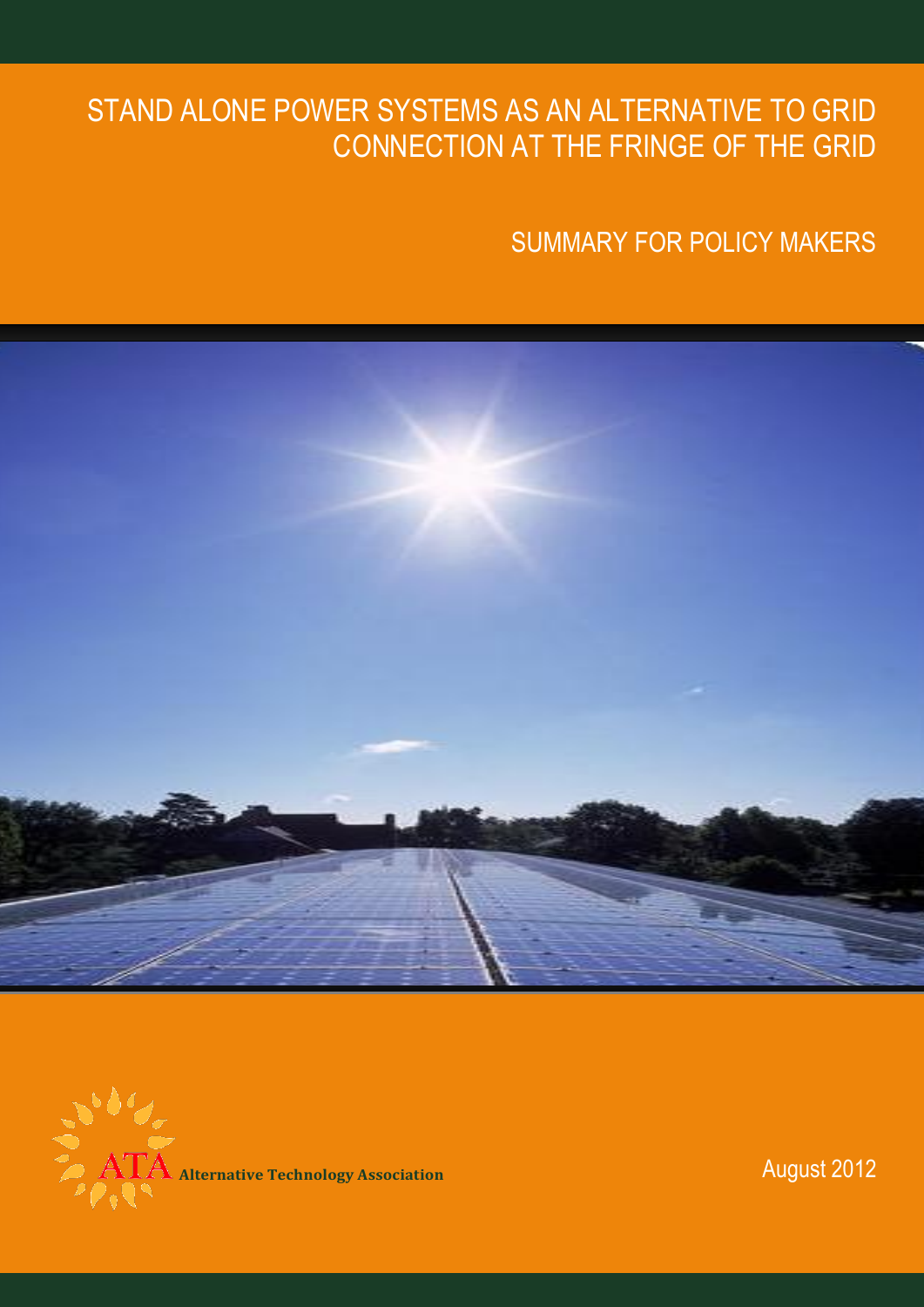# STAND ALONE POWER SYSTEMS AS AN ALTERNATIVE TO GRID CONNECTION AT THE FRINGE OF THE GRID

## SUMMARY FOR POLICY MAKERS

ATA Alternative Technology Association

August 2012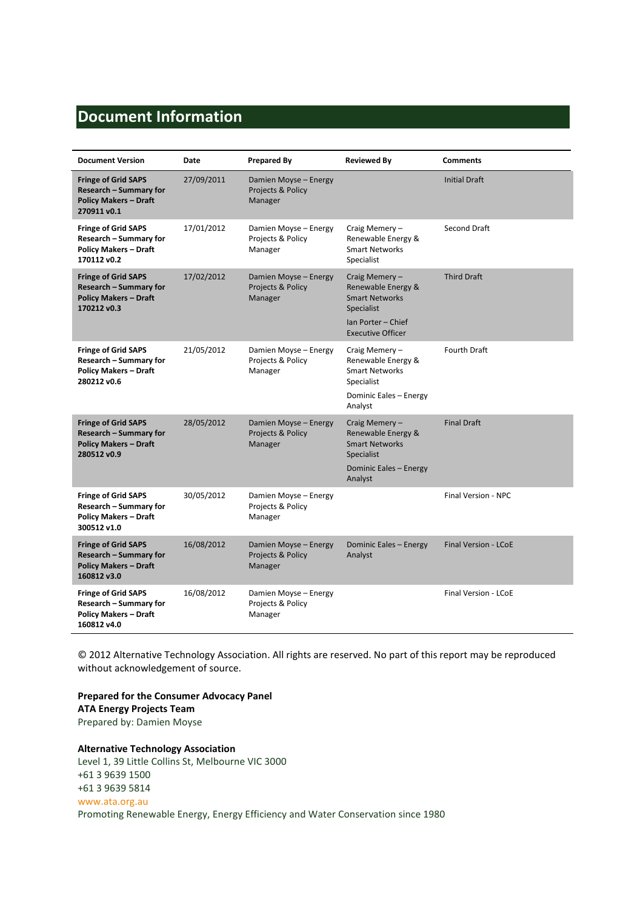# Document Information

| Document Version | Date | Prepared By | Reviewed By | Comments |
|---|---|---|---|---|
| **Fringe of Grid SAPS Research – Summary for Policy Makers – Draft 270911 v0.1** | 27/09/2011 | Damien Moyse – Energy Projects & Policy Manager | | Initial Draft |
| **Fringe of Grid SAPS Research – Summary for Policy Makers – Draft 170112 v0.2** | 17/01/2012 | Damien Moyse – Energy Projects & Policy Manager | Craig Memery – Renewable Energy & Smart Networks Specialist | Second Draft |
| **Fringe of Grid SAPS Research – Summary for Policy Makers – Draft 170212 v0.3** | 17/02/2012 | Damien Moyse – Energy Projects & Policy Manager | Craig Memery – Renewable Energy & Smart Networks Specialist<br>Ian Porter – Chief Executive Officer | Third Draft |
| **Fringe of Grid SAPS Research – Summary for Policy Makers – Draft 280212 v0.6** | 21/05/2012 | Damien Moyse – Energy Projects & Policy Manager | Craig Memery – Renewable Energy & Smart Networks Specialist<br>Dominic Eales – Energy Analyst | Fourth Draft |
| **Fringe of Grid SAPS Research – Summary for Policy Makers – Draft 280512 v0.9** | 28/05/2012 | Damien Moyse – Energy Projects & Policy Manager | Craig Memery – Renewable Energy & Smart Networks Specialist<br>Dominic Eales – Energy Analyst | Final Draft |
| **Fringe of Grid SAPS Research – Summary for Policy Makers – Draft 300512 v1.0** | 30/05/2012 | Damien Moyse – Energy Projects & Policy Manager | | Final Version - NPC |
| **Fringe of Grid SAPS Research – Summary for Policy Makers – Draft 160812 v3.0** | 16/08/2012 | Damien Moyse – Energy Projects & Policy Manager | Dominic Eales – Energy Analyst | Final Version - LCoE |
| **Fringe of Grid SAPS Research – Summary for Policy Makers – Draft 160812 v4.0** | 16/08/2012 | Damien Moyse – Energy Projects & Policy Manager | | Final Version - LCoE |

© 2012 Alternative Technology Association. All rights are reserved. No part of this report may be reproduced without acknowledgement of source.

**Prepared for the Consumer Advocacy Panel**
**ATA Energy Projects Team**
Prepared by: Damien Moyse

**Alternative Technology Association**
Level 1, 39 Little Collins St, Melbourne VIC 3000
+61 3 9639 1500
+61 3 9639 5814
www.ata.org.au
Promoting Renewable Energy, Energy Efficiency and Water Conservation since 1980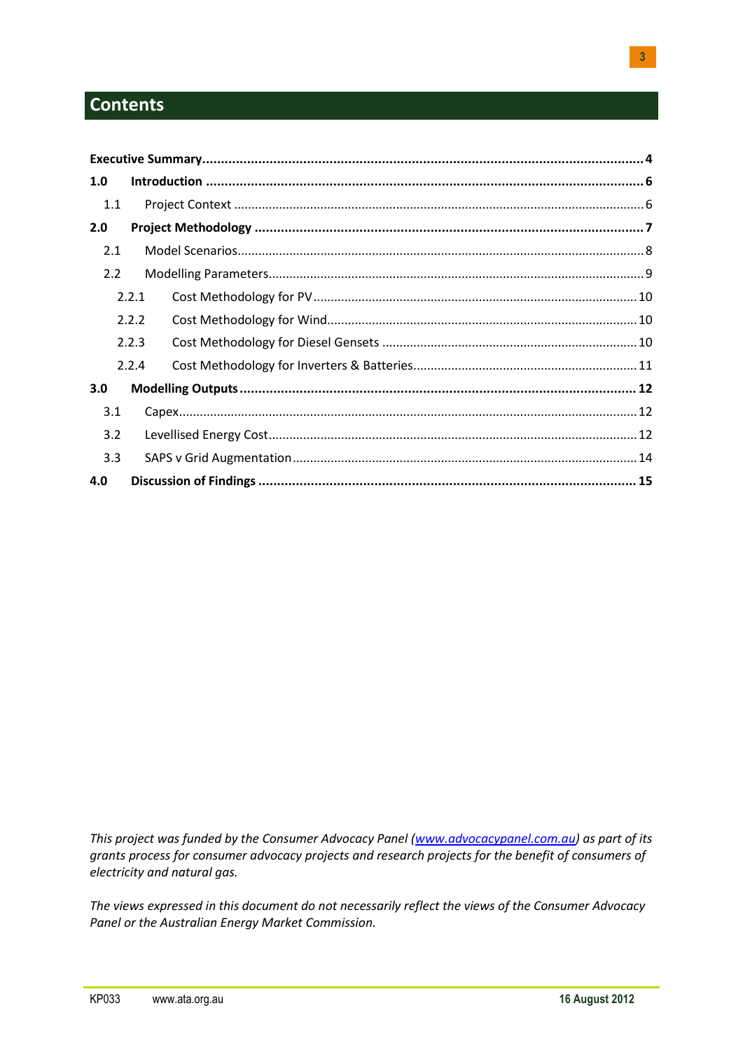# Contents

| | | |
|---|---|---|
| **Executive Summary** | | **4** |
| **1.0** | **Introduction** | **6** |
| 1.1 | Project Context | 6 |
| **2.0** | **Project Methodology** | **7** |
| 2.1 | Model Scenarios | 8 |
| 2.2 | Modelling Parameters | 9 |
| 2.2.1 | Cost Methodology for PV | 10 |
| 2.2.2 | Cost Methodology for Wind | 10 |
| 2.2.3 | Cost Methodology for Diesel Gensets | 10 |
| 2.2.4 | Cost Methodology for Inverters & Batteries | 11 |
| **3.0** | **Modelling Outputs** | **12** |
| 3.1 | Capex | 12 |
| 3.2 | Levellised Energy Cost | 12 |
| 3.3 | SAPS v Grid Augmentation | 14 |
| **4.0** | **Discussion of Findings** | **15** |

*This project was funded by the Consumer Advocacy Panel ([www.advocacypanel.com.au](http://www.advocacypanel.com.au)) as part of its grants process for consumer advocacy projects and research projects for the benefit of consumers of electricity and natural gas.*

*The views expressed in this document do not necessarily reflect the views of the Consumer Advocacy Panel or the Australian Energy Market Commission.*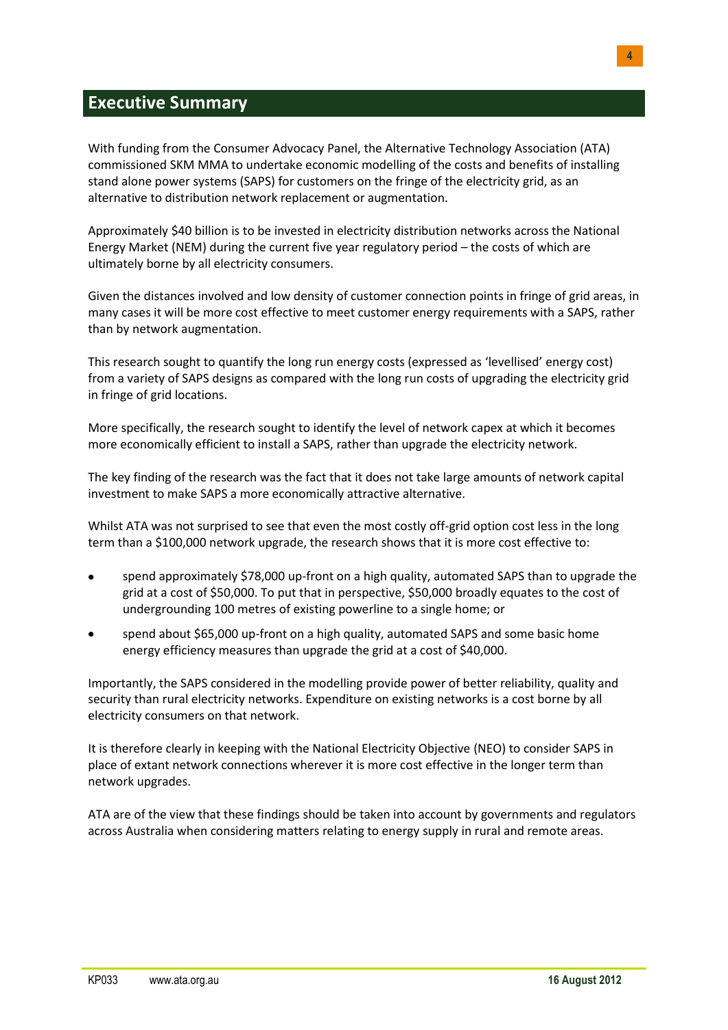# Executive Summary

With funding from the Consumer Advocacy Panel, the Alternative Technology Association (ATA) commissioned SKM MMA to undertake economic modelling of the costs and benefits of installing stand alone power systems (SAPS) for customers on the fringe of the electricity grid, as an alternative to distribution network replacement or augmentation.

Approximately $40 billion is to be invested in electricity distribution networks across the National Energy Market (NEM) during the current five year regulatory period – the costs of which are ultimately borne by all electricity consumers.

Given the distances involved and low density of customer connection points in fringe of grid areas, in many cases it will be more cost effective to meet customer energy requirements with a SAPS, rather than by network augmentation.

This research sought to quantify the long run energy costs (expressed as 'levellised' energy cost) from a variety of SAPS designs as compared with the long run costs of upgrading the electricity grid in fringe of grid locations.

More specifically, the research sought to identify the level of network capex at which it becomes more economically efficient to install a SAPS, rather than upgrade the electricity network.

The key finding of the research was the fact that it does not take large amounts of network capital investment to make SAPS a more economically attractive alternative.

Whilst ATA was not surprised to see that even the most costly off-grid option cost less in the long term than a $100,000 network upgrade, the research shows that it is more cost effective to:

- spend approximately $78,000 up-front on a high quality, automated SAPS than to upgrade the grid at a cost of $50,000. To put that in perspective, $50,000 broadly equates to the cost of undergrounding 100 metres of existing powerline to a single home; or
- spend about $65,000 up-front on a high quality, automated SAPS and some basic home energy efficiency measures than upgrade the grid at a cost of $40,000.

Importantly, the SAPS considered in the modelling provide power of better reliability, quality and security than rural electricity networks. Expenditure on existing networks is a cost borne by all electricity consumers on that network.

It is therefore clearly in keeping with the National Electricity Objective (NEO) to consider SAPS in place of extant network connections wherever it is more cost effective in the longer term than network upgrades.

ATA are of the view that these findings should be taken into account by governments and regulators across Australia when considering matters relating to energy supply in rural and remote areas.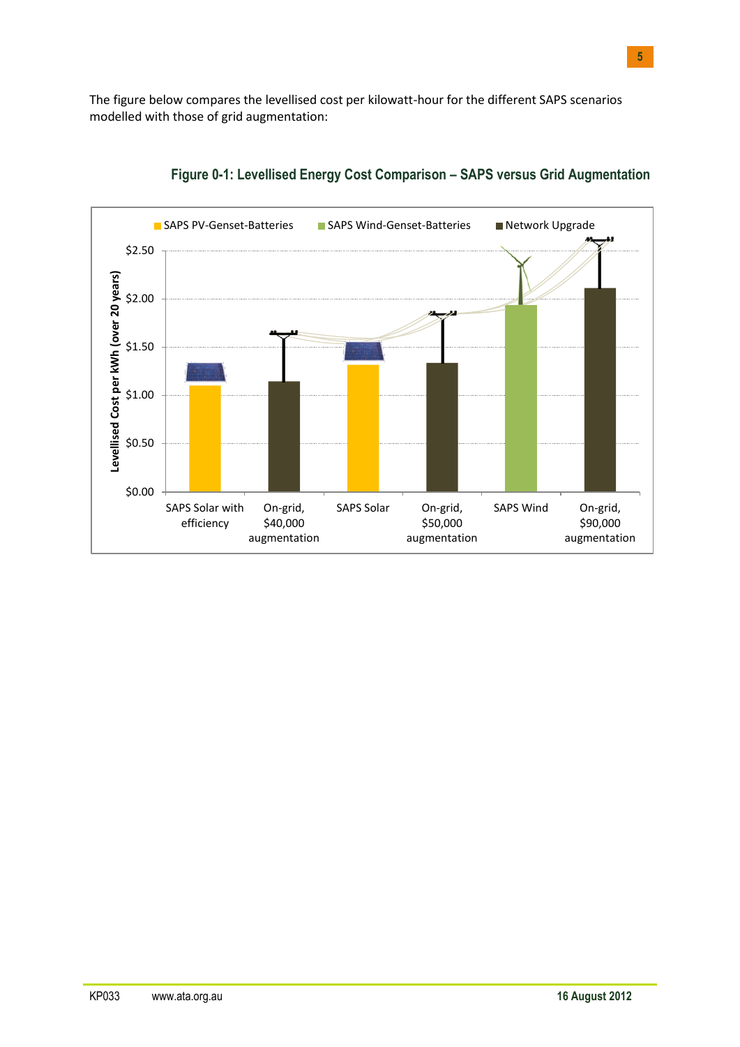The figure below compares the levellised cost per kilowatt-hour for the different SAPS scenarios modelled with those of grid augmentation:

**Figure 0-1: Levellised Energy Cost Comparison – SAPS versus Grid Augmentation**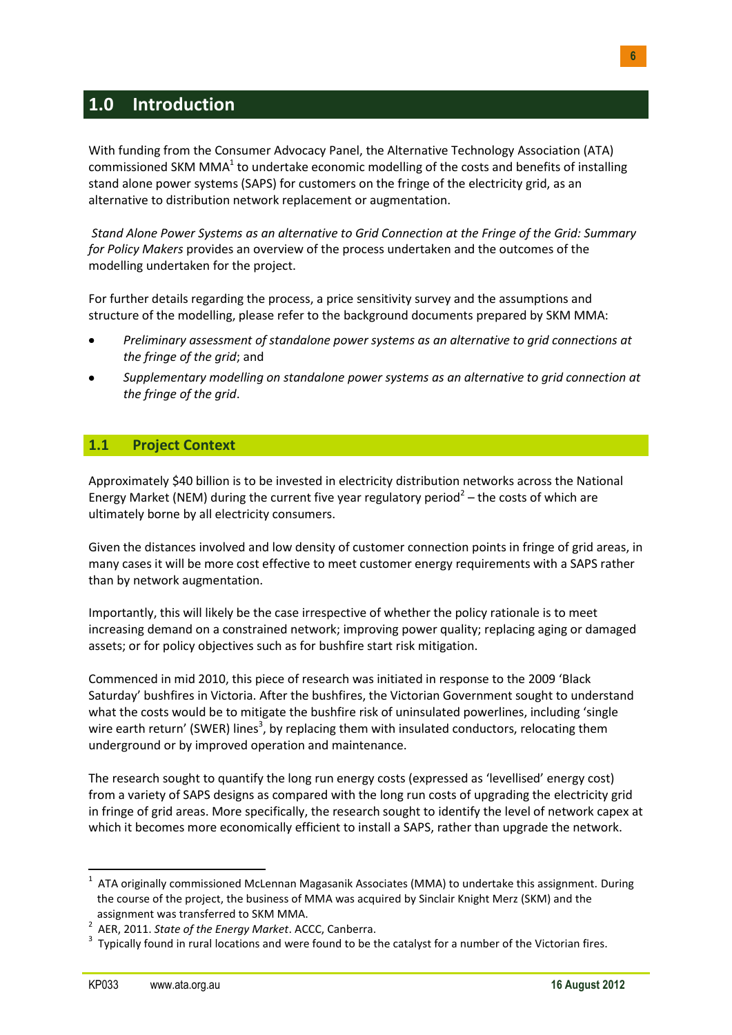# 1.0 Introduction

With funding from the Consumer Advocacy Panel, the Alternative Technology Association (ATA) commissioned SKM MMA[1] to undertake economic modelling of the costs and benefits of installing stand alone power systems (SAPS) for customers on the fringe of the electricity grid, as an alternative to distribution network replacement or augmentation.

*Stand Alone Power Systems as an alternative to Grid Connection at the Fringe of the Grid: Summary for Policy Makers* provides an overview of the process undertaken and the outcomes of the modelling undertaken for the project.

For further details regarding the process, a price sensitivity survey and the assumptions and structure of the modelling, please refer to the background documents prepared by SKM MMA:

- *Preliminary assessment of standalone power systems as an alternative to grid connections at the fringe of the grid*; and
- *Supplementary modelling on standalone power systems as an alternative to grid connection at the fringe of the grid*.

## 1.1 Project Context

Approximately $40 billion is to be invested in electricity distribution networks across the National Energy Market (NEM) during the current five year regulatory period[2] – the costs of which are ultimately borne by all electricity consumers.

Given the distances involved and low density of customer connection points in fringe of grid areas, in many cases it will be more cost effective to meet customer energy requirements with a SAPS rather than by network augmentation.

Importantly, this will likely be the case irrespective of whether the policy rationale is to meet increasing demand on a constrained network; improving power quality; replacing aging or damaged assets; or for policy objectives such as for bushfire start risk mitigation.

Commenced in mid 2010, this piece of research was initiated in response to the 2009 'Black Saturday' bushfires in Victoria. After the bushfires, the Victorian Government sought to understand what the costs would be to mitigate the bushfire risk of uninsulated powerlines, including 'single wire earth return' (SWER) lines[3], by replacing them with insulated conductors, relocating them underground or by improved operation and maintenance.

The research sought to quantify the long run energy costs (expressed as 'levellised' energy cost) from a variety of SAPS designs as compared with the long run costs of upgrading the electricity grid in fringe of grid areas. More specifically, the research sought to identify the level of network capex at which it becomes more economically efficient to install a SAPS, rather than upgrade the network.

---

[1] ATA originally commissioned McLennan Magasanik Associates (MMA) to undertake this assignment. During the course of the project, the business of MMA was acquired by Sinclair Knight Merz (SKM) and the assignment was transferred to SKM MMA.

[2] AER, 2011. *State of the Energy Market*. ACCC, Canberra.

[3] Typically found in rural locations and were found to be the catalyst for a number of the Victorian fires.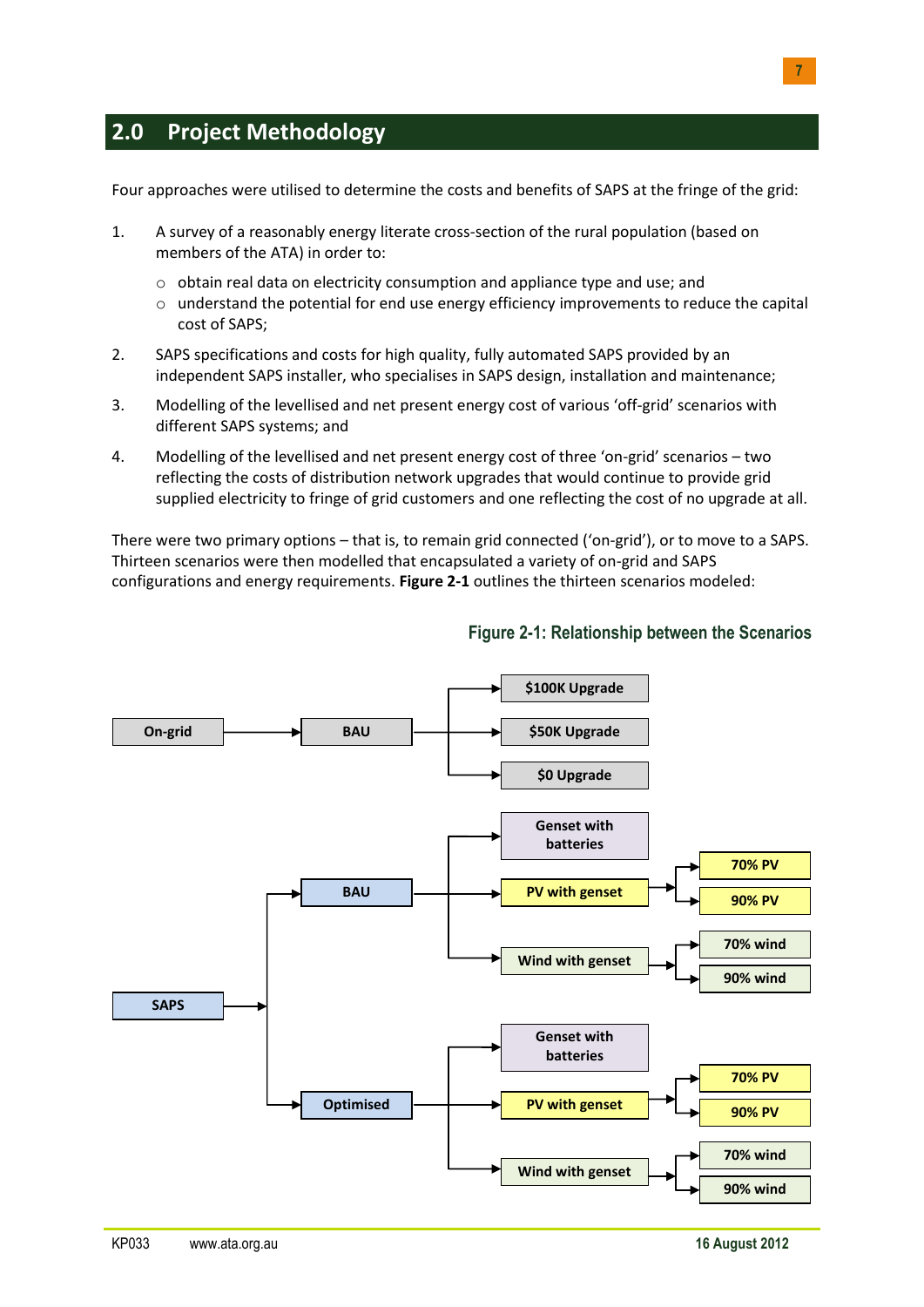## 2.0 Project Methodology

Four approaches were utilised to determine the costs and benefits of SAPS at the fringe of the grid:

1. A survey of a reasonably energy literate cross-section of the rural population (based on members of the ATA) in order to:
   - obtain real data on electricity consumption and appliance type and use; and
   - understand the potential for end use energy efficiency improvements to reduce the capital cost of SAPS;
2. SAPS specifications and costs for high quality, fully automated SAPS provided by an independent SAPS installer, who specialises in SAPS design, installation and maintenance;
3. Modelling of the levellised and net present energy cost of various 'off-grid' scenarios with different SAPS systems; and
4. Modelling of the levellised and net present energy cost of three 'on-grid' scenarios – two reflecting the costs of distribution network upgrades that would continue to provide grid supplied electricity to fringe of grid customers and one reflecting the cost of no upgrade at all.

There were two primary options – that is, to remain grid connected ('on-grid'), or to move to a SAPS. Thirteen scenarios were then modelled that encapsulated a variety of on-grid and SAPS configurations and energy requirements. **Figure 2-1** outlines the thirteen scenarios modeled:

**Figure 2-1: Relationship between the Scenarios**

- On-grid → BAU
  - $100K Upgrade
  - $50K Upgrade
  - $0 Upgrade
- SAPS
  - BAU
    - Genset with batteries
    - PV with genset
      - 70% PV
      - 90% PV
    - Wind with genset
      - 70% wind
      - 90% wind
  - Optimised
    - Genset with batteries
    - PV with genset
      - 70% PV
      - 90% PV
    - Wind with genset
      - 70% wind
      - 90% wind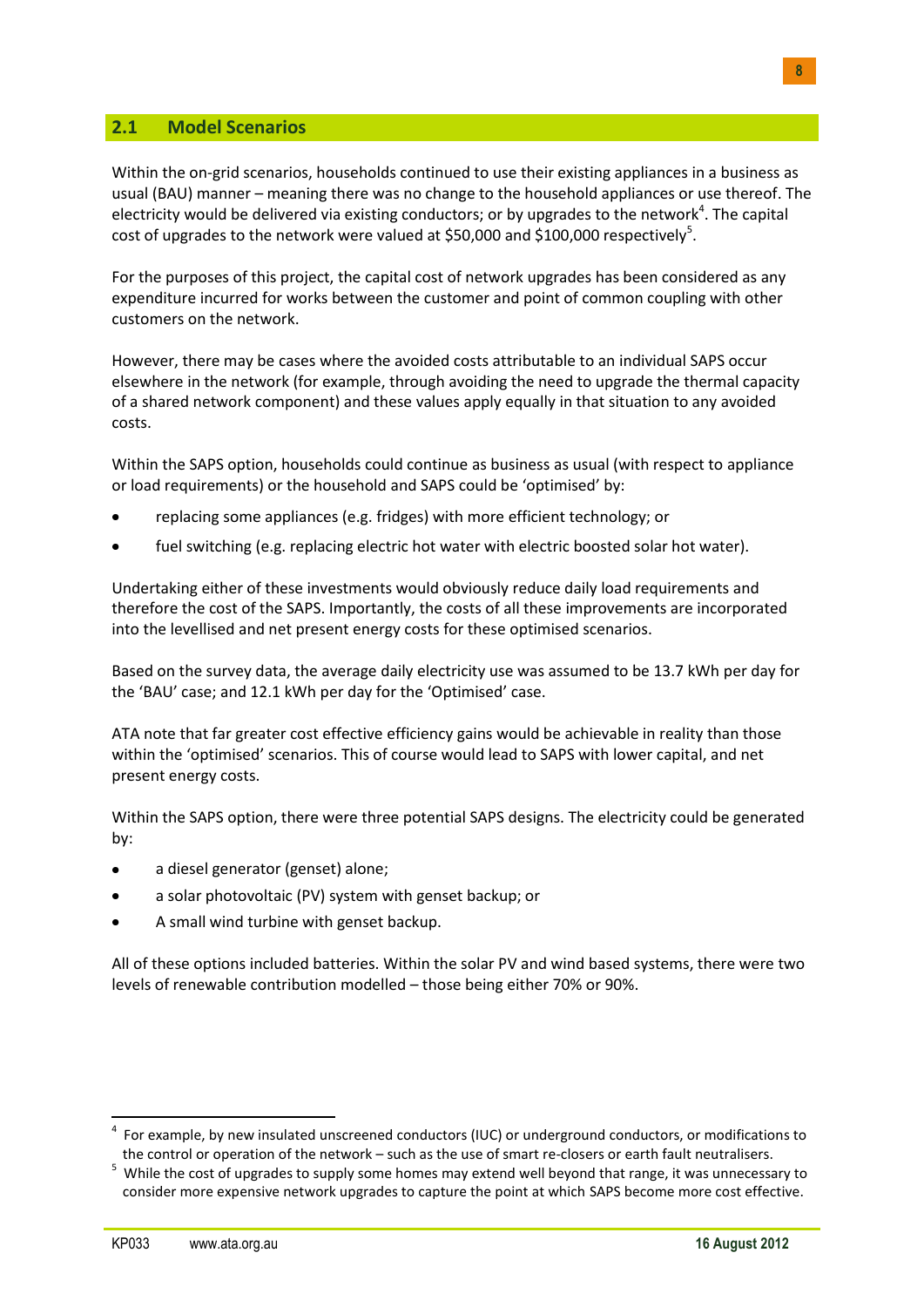## 2.1 Model Scenarios

Within the on-grid scenarios, households continued to use their existing appliances in a business as usual (BAU) manner – meaning there was no change to the household appliances or use thereof. The electricity would be delivered via existing conductors; or by upgrades to the network[4]. The capital cost of upgrades to the network were valued at $50,000 and $100,000 respectively[5].

For the purposes of this project, the capital cost of network upgrades has been considered as any expenditure incurred for works between the customer and point of common coupling with other customers on the network.

However, there may be cases where the avoided costs attributable to an individual SAPS occur elsewhere in the network (for example, through avoiding the need to upgrade the thermal capacity of a shared network component) and these values apply equally in that situation to any avoided costs.

Within the SAPS option, households could continue as business as usual (with respect to appliance or load requirements) or the household and SAPS could be 'optimised' by:

- replacing some appliances (e.g. fridges) with more efficient technology; or
- fuel switching (e.g. replacing electric hot water with electric boosted solar hot water).

Undertaking either of these investments would obviously reduce daily load requirements and therefore the cost of the SAPS. Importantly, the costs of all these improvements are incorporated into the levellised and net present energy costs for these optimised scenarios.

Based on the survey data, the average daily electricity use was assumed to be 13.7 kWh per day for the 'BAU' case; and 12.1 kWh per day for the 'Optimised' case.

ATA note that far greater cost effective efficiency gains would be achievable in reality than those within the 'optimised' scenarios. This of course would lead to SAPS with lower capital, and net present energy costs.

Within the SAPS option, there were three potential SAPS designs. The electricity could be generated by:

- a diesel generator (genset) alone;
- a solar photovoltaic (PV) system with genset backup; or
- A small wind turbine with genset backup.

All of these options included batteries. Within the solar PV and wind based systems, there were two levels of renewable contribution modelled – those being either 70% or 90%.

---

[4] For example, by new insulated unscreened conductors (IUC) or underground conductors, or modifications to the control or operation of the network – such as the use of smart re-closers or earth fault neutralisers.

[5] While the cost of upgrades to supply some homes may extend well beyond that range, it was unnecessary to consider more expensive network upgrades to capture the point at which SAPS become more cost effective.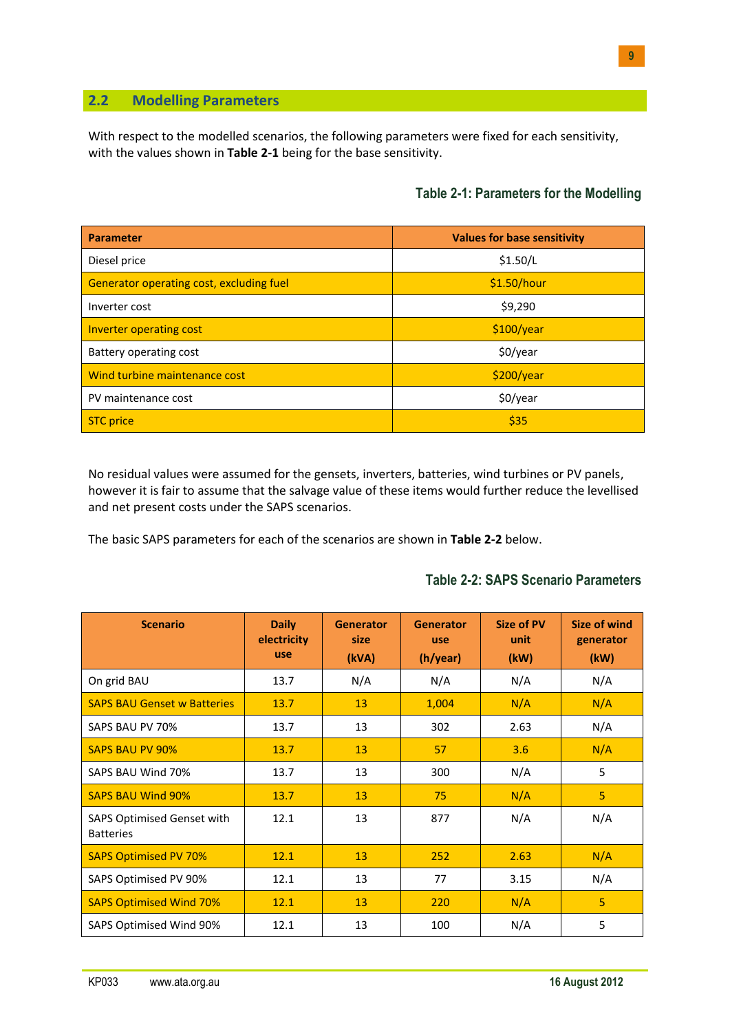## 2.2 Modelling Parameters

With respect to the modelled scenarios, the following parameters were fixed for each sensitivity, with the values shown in **Table 2-1** being for the base sensitivity.

**Table 2-1: Parameters for the Modelling**

| Parameter | Values for base sensitivity |
|---|---|
| Diesel price | $1.50/L |
| Generator operating cost, excluding fuel | $1.50/hour |
| Inverter cost | $9,290 |
| Inverter operating cost | $100/year |
| Battery operating cost | $0/year |
| Wind turbine maintenance cost | $200/year |
| PV maintenance cost | $0/year |
| STC price | $35 |

No residual values were assumed for the gensets, inverters, batteries, wind turbines or PV panels, however it is fair to assume that the salvage value of these items would further reduce the levellised and net present costs under the SAPS scenarios.

The basic SAPS parameters for each of the scenarios are shown in **Table 2-2** below.

**Table 2-2: SAPS Scenario Parameters**

| Scenario | Daily electricity use | Generator size (kVA) | Generator use (h/year) | Size of PV unit (kW) | Size of wind generator (kW) |
|---|---|---|---|---|---|
| On grid BAU | 13.7 | N/A | N/A | N/A | N/A |
| SAPS BAU Genset w Batteries | 13.7 | 13 | 1,004 | N/A | N/A |
| SAPS BAU PV 70% | 13.7 | 13 | 302 | 2.63 | N/A |
| SAPS BAU PV 90% | 13.7 | 13 | 57 | 3.6 | N/A |
| SAPS BAU Wind 70% | 13.7 | 13 | 300 | N/A | 5 |
| SAPS BAU Wind 90% | 13.7 | 13 | 75 | N/A | 5 |
| SAPS Optimised Genset with Batteries | 12.1 | 13 | 877 | N/A | N/A |
| SAPS Optimised PV 70% | 12.1 | 13 | 252 | 2.63 | N/A |
| SAPS Optimised PV 90% | 12.1 | 13 | 77 | 3.15 | N/A |
| SAPS Optimised Wind 70% | 12.1 | 13 | 220 | N/A | 5 |
| SAPS Optimised Wind 90% | 12.1 | 13 | 100 | N/A | 5 |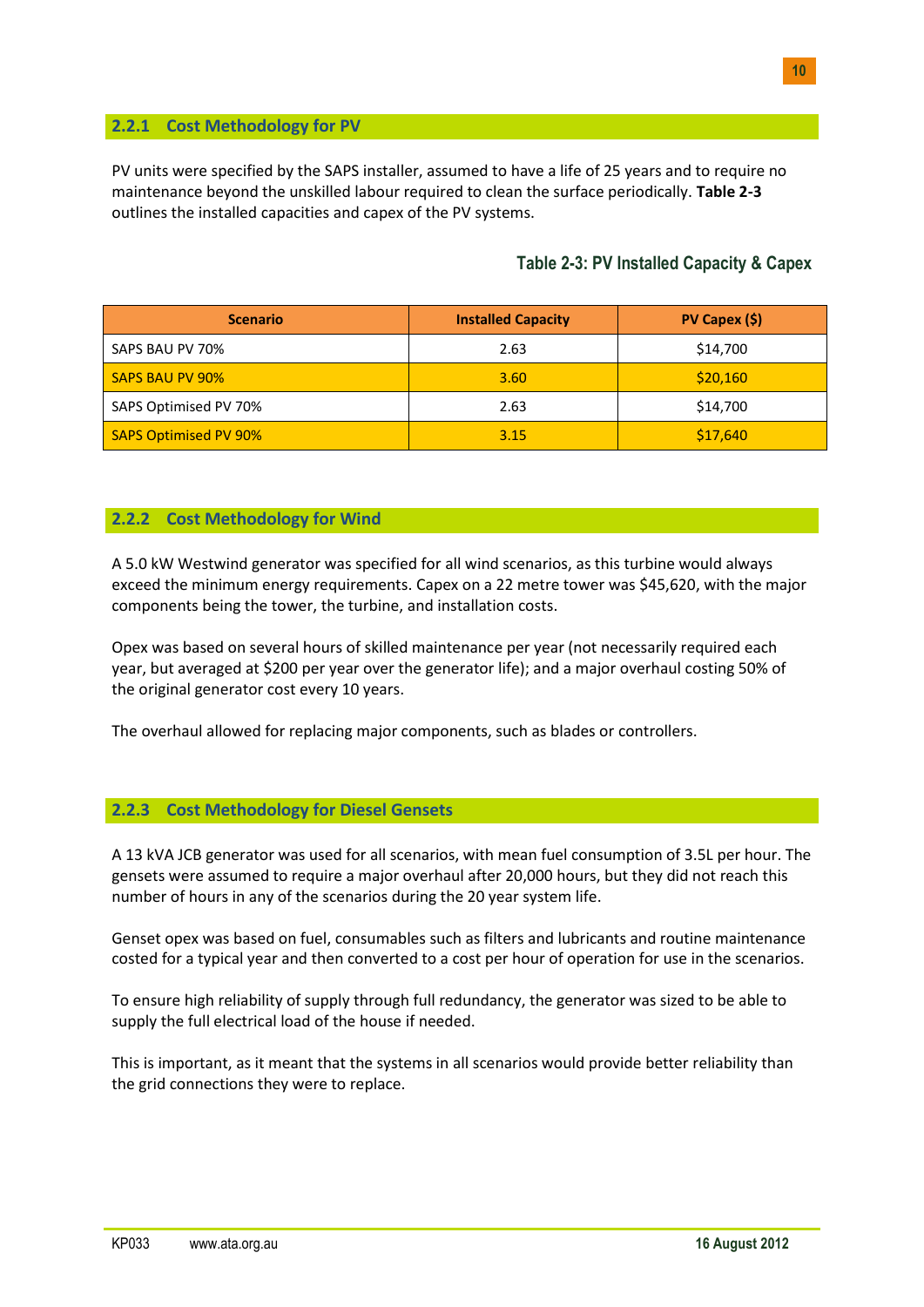### 2.2.1 Cost Methodology for PV

PV units were specified by the SAPS installer, assumed to have a life of 25 years and to require no maintenance beyond the unskilled labour required to clean the surface periodically. **Table 2-3** outlines the installed capacities and capex of the PV systems.

**Table 2-3: PV Installed Capacity & Capex**

| Scenario | Installed Capacity | PV Capex ($) |
|---|---|---|
| SAPS BAU PV 70% | 2.63 | $14,700 |
| SAPS BAU PV 90% | 3.60 | $20,160 |
| SAPS Optimised PV 70% | 2.63 | $14,700 |
| SAPS Optimised PV 90% | 3.15 | $17,640 |

### 2.2.2 Cost Methodology for Wind

A 5.0 kW Westwind generator was specified for all wind scenarios, as this turbine would always exceed the minimum energy requirements. Capex on a 22 metre tower was $45,620, with the major components being the tower, the turbine, and installation costs.

Opex was based on several hours of skilled maintenance per year (not necessarily required each year, but averaged at $200 per year over the generator life); and a major overhaul costing 50% of the original generator cost every 10 years.

The overhaul allowed for replacing major components, such as blades or controllers.

### 2.2.3 Cost Methodology for Diesel Gensets

A 13 kVA JCB generator was used for all scenarios, with mean fuel consumption of 3.5L per hour. The gensets were assumed to require a major overhaul after 20,000 hours, but they did not reach this number of hours in any of the scenarios during the 20 year system life.

Genset opex was based on fuel, consumables such as filters and lubricants and routine maintenance costed for a typical year and then converted to a cost per hour of operation for use in the scenarios.

To ensure high reliability of supply through full redundancy, the generator was sized to be able to supply the full electrical load of the house if needed.

This is important, as it meant that the systems in all scenarios would provide better reliability than the grid connections they were to replace.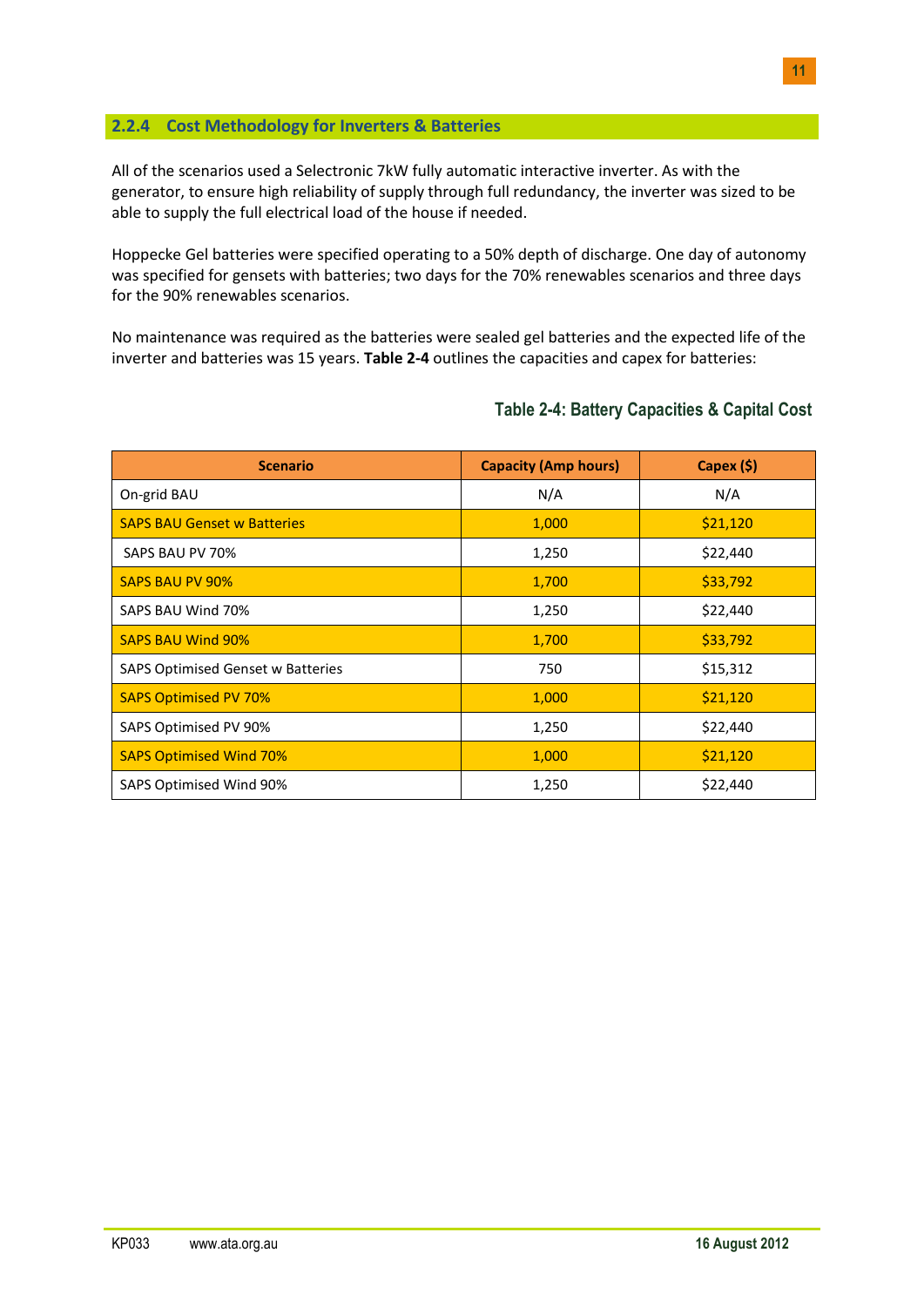### 2.2.4 Cost Methodology for Inverters & Batteries

All of the scenarios used a Selectronic 7kW fully automatic interactive inverter. As with the generator, to ensure high reliability of supply through full redundancy, the inverter was sized to be able to supply the full electrical load of the house if needed.

Hoppecke Gel batteries were specified operating to a 50% depth of discharge. One day of autonomy was specified for gensets with batteries; two days for the 70% renewables scenarios and three days for the 90% renewables scenarios.

No maintenance was required as the batteries were sealed gel batteries and the expected life of the inverter and batteries was 15 years. **Table 2-4** outlines the capacities and capex for batteries:

**Table 2-4: Battery Capacities & Capital Cost**

| Scenario | Capacity (Amp hours) | Capex ($) |
|---|---|---|
| On-grid BAU | N/A | N/A |
| SAPS BAU Genset w Batteries | 1,000 | $21,120 |
| SAPS BAU PV 70% | 1,250 | $22,440 |
| SAPS BAU PV 90% | 1,700 | $33,792 |
| SAPS BAU Wind 70% | 1,250 | $22,440 |
| SAPS BAU Wind 90% | 1,700 | $33,792 |
| SAPS Optimised Genset w Batteries | 750 | $15,312 |
| SAPS Optimised PV 70% | 1,000 | $21,120 |
| SAPS Optimised PV 90% | 1,250 | $22,440 |
| SAPS Optimised Wind 70% | 1,000 | $21,120 |
| SAPS Optimised Wind 90% | 1,250 | $22,440 |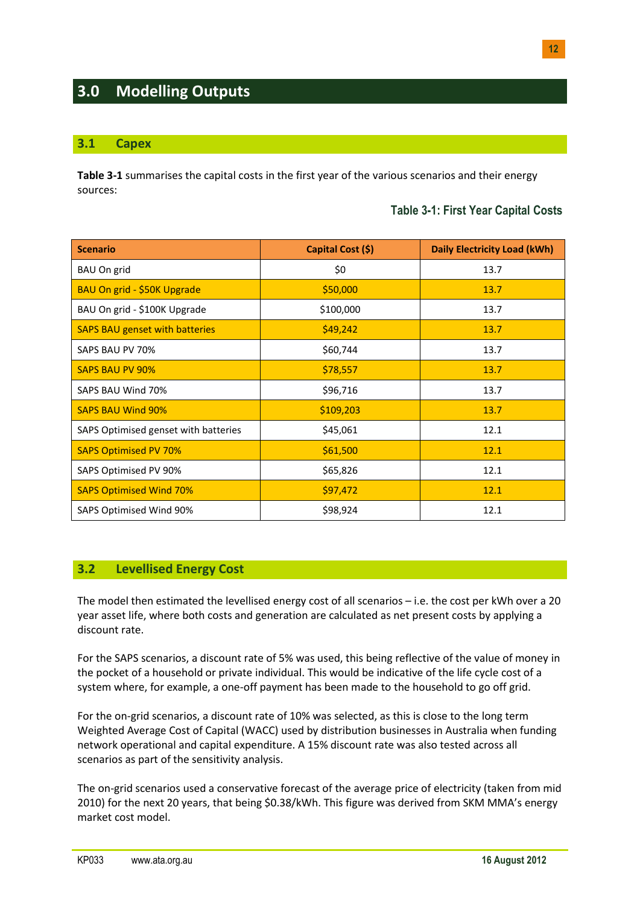# 3.0 Modelling Outputs

## 3.1 Capex

**Table 3-1** summarises the capital costs in the first year of the various scenarios and their energy sources:

**Table 3-1: First Year Capital Costs**

| Scenario | Capital Cost ($) | Daily Electricity Load (kWh) |
|---|---|---|
| BAU On grid | $0 | 13.7 |
| BAU On grid - $50K Upgrade | $50,000 | 13.7 |
| BAU On grid - $100K Upgrade | $100,000 | 13.7 |
| SAPS BAU genset with batteries | $49,242 | 13.7 |
| SAPS BAU PV 70% | $60,744 | 13.7 |
| SAPS BAU PV 90% | $78,557 | 13.7 |
| SAPS BAU Wind 70% | $96,716 | 13.7 |
| SAPS BAU Wind 90% | $109,203 | 13.7 |
| SAPS Optimised genset with batteries | $45,061 | 12.1 |
| SAPS Optimised PV 70% | $61,500 | 12.1 |
| SAPS Optimised PV 90% | $65,826 | 12.1 |
| SAPS Optimised Wind 70% | $97,472 | 12.1 |
| SAPS Optimised Wind 90% | $98,924 | 12.1 |

## 3.2 Levellised Energy Cost

The model then estimated the levellised energy cost of all scenarios – i.e. the cost per kWh over a 20 year asset life, where both costs and generation are calculated as net present costs by applying a discount rate.

For the SAPS scenarios, a discount rate of 5% was used, this being reflective of the value of money in the pocket of a household or private individual. This would be indicative of the life cycle cost of a system where, for example, a one-off payment has been made to the household to go off grid.

For the on-grid scenarios, a discount rate of 10% was selected, as this is close to the long term Weighted Average Cost of Capital (WACC) used by distribution businesses in Australia when funding network operational and capital expenditure. A 15% discount rate was also tested across all scenarios as part of the sensitivity analysis.

The on-grid scenarios used a conservative forecast of the average price of electricity (taken from mid 2010) for the next 20 years, that being $0.38/kWh. This figure was derived from SKM MMA's energy market cost model.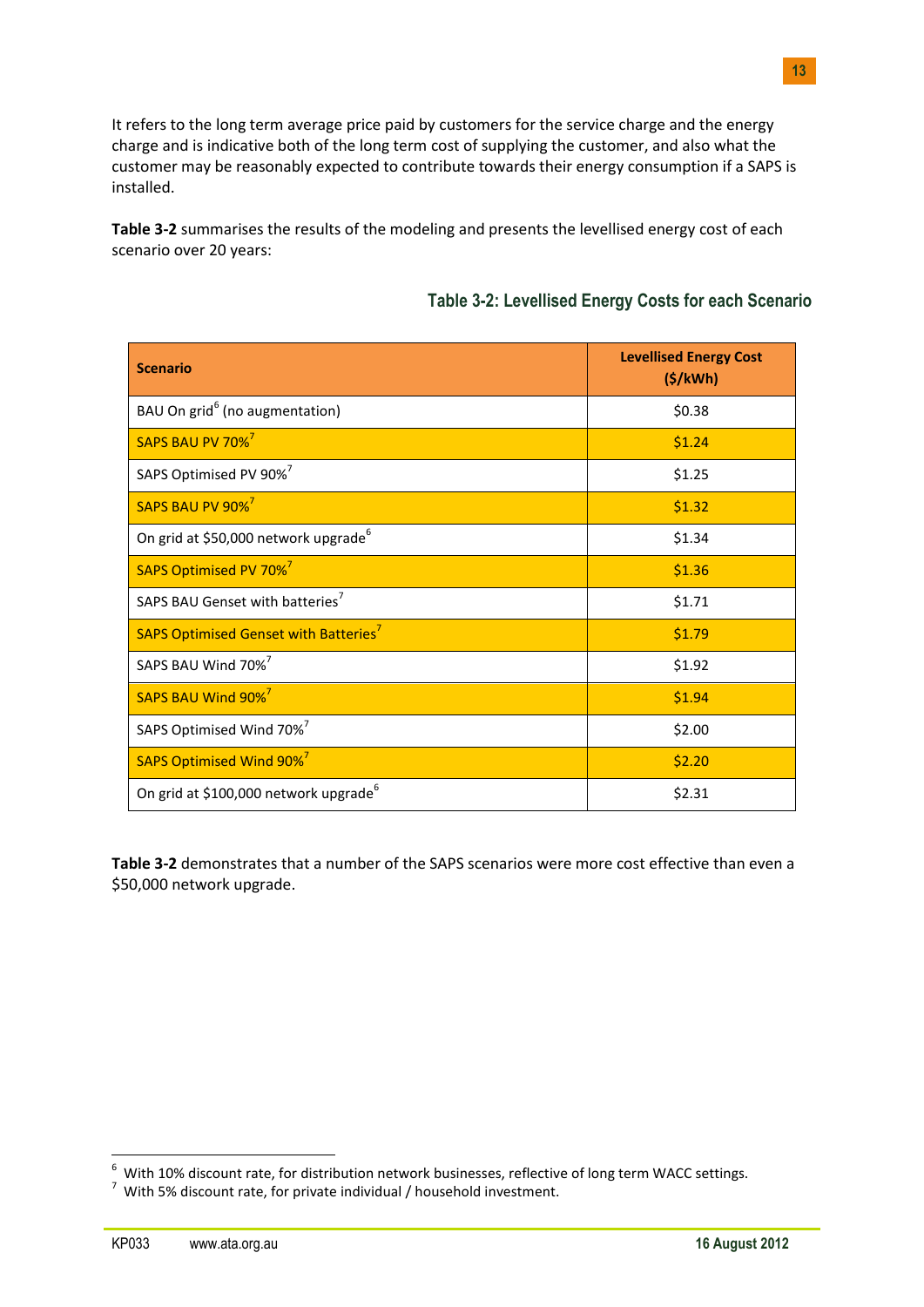It refers to the long term average price paid by customers for the service charge and the energy charge and is indicative both of the long term cost of supplying the customer, and also what the customer may be reasonably expected to contribute towards their energy consumption if a SAPS is installed.

**Table 3-2** summarises the results of the modeling and presents the levellised energy cost of each scenario over 20 years:

**Table 3-2: Levellised Energy Costs for each Scenario**

| Scenario | Levellised Energy Cost ($/kWh) |
|---|---|
| BAU On grid[6] (no augmentation) | $0.38 |
| SAPS BAU PV 70%[7] | $1.24 |
| SAPS Optimised PV 90%[7] | $1.25 |
| SAPS BAU PV 90%[7] | $1.32 |
| On grid at $50,000 network upgrade[6] | $1.34 |
| SAPS Optimised PV 70%[7] | $1.36 |
| SAPS BAU Genset with batteries[7] | $1.71 |
| SAPS Optimised Genset with Batteries[7] | $1.79 |
| SAPS BAU Wind 70%[7] | $1.92 |
| SAPS BAU Wind 90%[7] | $1.94 |
| SAPS Optimised Wind 70%[7] | $2.00 |
| SAPS Optimised Wind 90%[7] | $2.20 |
| On grid at $100,000 network upgrade[6] | $2.31 |

**Table 3-2** demonstrates that a number of the SAPS scenarios were more cost effective than even a $50,000 network upgrade.

[6] With 10% discount rate, for distribution network businesses, reflective of long term WACC settings.
[7] With 5% discount rate, for private individual / household investment.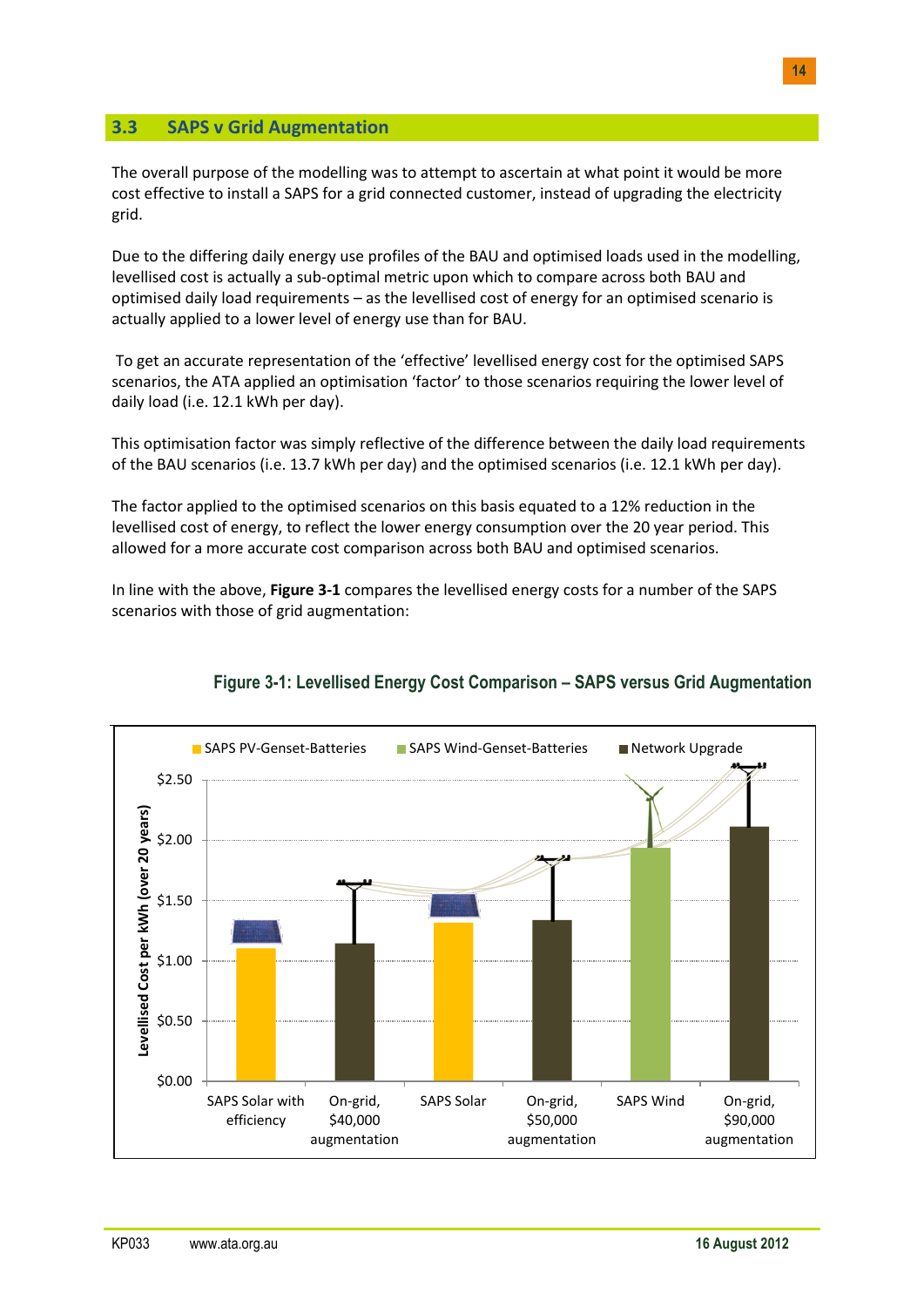## 3.3 SAPS v Grid Augmentation

The overall purpose of the modelling was to attempt to ascertain at what point it would be more cost effective to install a SAPS for a grid connected customer, instead of upgrading the electricity grid.

Due to the differing daily energy use profiles of the BAU and optimised loads used in the modelling, levellised cost is actually a sub-optimal metric upon which to compare across both BAU and optimised daily load requirements – as the levellised cost of energy for an optimised scenario is actually applied to a lower level of energy use than for BAU.

To get an accurate representation of the 'effective' levellised energy cost for the optimised SAPS scenarios, the ATA applied an optimisation 'factor' to those scenarios requiring the lower level of daily load (i.e. 12.1 kWh per day).

This optimisation factor was simply reflective of the difference between the daily load requirements of the BAU scenarios (i.e. 13.7 kWh per day) and the optimised scenarios (i.e. 12.1 kWh per day).

The factor applied to the optimised scenarios on this basis equated to a 12% reduction in the levellised cost of energy, to reflect the lower energy consumption over the 20 year period. This allowed for a more accurate cost comparison across both BAU and optimised scenarios.

In line with the above, **Figure 3-1** compares the levellised energy costs for a number of the SAPS scenarios with those of grid augmentation:

**Figure 3-1: Levellised Energy Cost Comparison – SAPS versus Grid Augmentation**

Legend: SAPS PV-Genset-Batteries; SAPS Wind-Genset-Batteries; Network Upgrade

Y-axis: Levellised Cost per kWh (over 20 years), $0.00 – $2.50

X-axis categories: SAPS Solar with efficiency; On-grid, $40,000 augmentation; SAPS Solar; On-grid, $50,000 augmentation; SAPS Wind; On-grid, $90,000 augmentation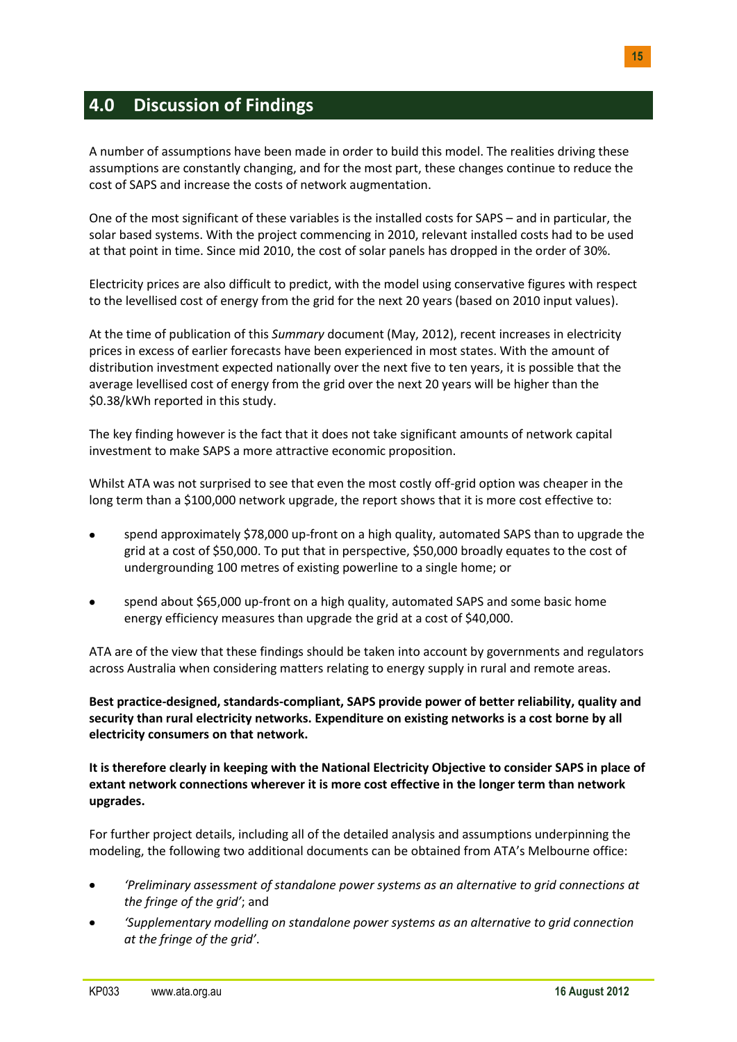## 4.0 Discussion of Findings

A number of assumptions have been made in order to build this model. The realities driving these assumptions are constantly changing, and for the most part, these changes continue to reduce the cost of SAPS and increase the costs of network augmentation.

One of the most significant of these variables is the installed costs for SAPS – and in particular, the solar based systems. With the project commencing in 2010, relevant installed costs had to be used at that point in time. Since mid 2010, the cost of solar panels has dropped in the order of 30%.

Electricity prices are also difficult to predict, with the model using conservative figures with respect to the levellised cost of energy from the grid for the next 20 years (based on 2010 input values).

At the time of publication of this *Summary* document (May, 2012), recent increases in electricity prices in excess of earlier forecasts have been experienced in most states. With the amount of distribution investment expected nationally over the next five to ten years, it is possible that the average levellised cost of energy from the grid over the next 20 years will be higher than the $0.38/kWh reported in this study.

The key finding however is the fact that it does not take significant amounts of network capital investment to make SAPS a more attractive economic proposition.

Whilst ATA was not surprised to see that even the most costly off-grid option was cheaper in the long term than a $100,000 network upgrade, the report shows that it is more cost effective to:

- spend approximately $78,000 up-front on a high quality, automated SAPS than to upgrade the grid at a cost of $50,000. To put that in perspective, $50,000 broadly equates to the cost of undergrounding 100 metres of existing powerline to a single home; or
- spend about $65,000 up-front on a high quality, automated SAPS and some basic home energy efficiency measures than upgrade the grid at a cost of $40,000.

ATA are of the view that these findings should be taken into account by governments and regulators across Australia when considering matters relating to energy supply in rural and remote areas.

**Best practice-designed, standards-compliant, SAPS provide power of better reliability, quality and security than rural electricity networks. Expenditure on existing networks is a cost borne by all electricity consumers on that network.**

**It is therefore clearly in keeping with the National Electricity Objective to consider SAPS in place of extant network connections wherever it is more cost effective in the longer term than network upgrades.**

For further project details, including all of the detailed analysis and assumptions underpinning the modeling, the following two additional documents can be obtained from ATA's Melbourne office:

- *'Preliminary assessment of standalone power systems as an alternative to grid connections at the fringe of the grid'*; and
- *'Supplementary modelling on standalone power systems as an alternative to grid connection at the fringe of the grid'*.